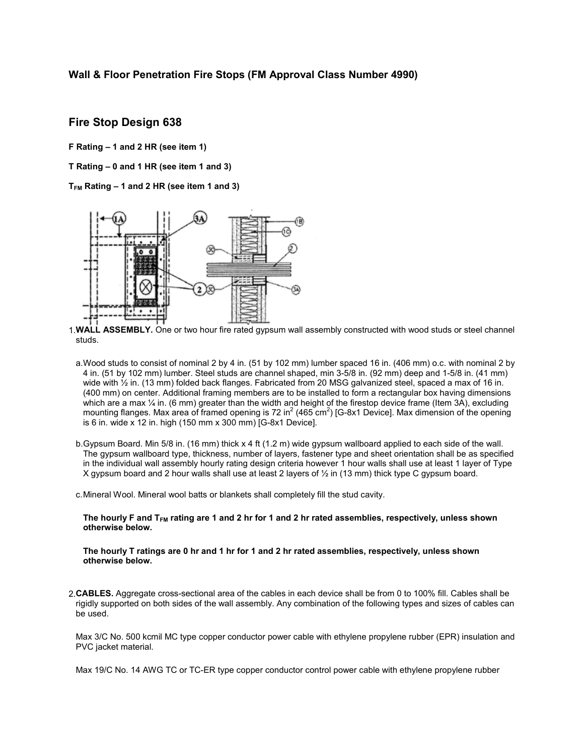### Wall & Floor Penetration Fire Stops (FM Approval Class Number 4990)

## Fire Stop Design 638

**F Rating – 1 and 2 HR (see item 1)**

**T Rating – 0 and 1 HR (see item 1 and 3)**

**$T_{FM}$ Rating – 1 and 2 HR (see item 1 and 3)**

1. **WALL ASSEMBLY.** One or two hour fire rated gypsum wall assembly constructed with wood studs or steel channel studs.

   a. Wood studs to consist of nominal 2 by 4 in. (51 by 102 mm) lumber spaced 16 in. (406 mm) o.c. with nominal 2 by 4 in. (51 by 102 mm) lumber. Steel studs are channel shaped, min 3-5/8 in. (92 mm) deep and 1-5/8 in. (41 mm) wide with ½ in. (13 mm) folded back flanges. Fabricated from 20 MSG galvanized steel, spaced a max of 16 in. (400 mm) on center. Additional framing members are to be installed to form a rectangular box having dimensions which are a max ¼ in. (6 mm) greater than the width and height of the firestop device frame (Item 3A), excluding mounting flanges. Max area of framed opening is 72 $in^2$ (465 $cm^2$) [G-8x1 Device]. Max dimension of the opening is 6 in. wide x 12 in. high (150 mm x 300 mm) [G-8x1 Device].

   b. Gypsum Board. Min 5/8 in. (16 mm) thick x 4 ft (1.2 m) wide gypsum wallboard applied to each side of the wall. The gypsum wallboard type, thickness, number of layers, fastener type and sheet orientation shall be as specified in the individual wall assembly hourly rating design criteria however 1 hour walls shall use at least 1 layer of Type X gypsum board and 2 hour walls shall use at least 2 layers of ½ in (13 mm) thick type C gypsum board.

   c. Mineral Wool. Mineral wool batts or blankets shall completely fill the stud cavity.

   **The hourly F and $T_{FM}$ rating are 1 and 2 hr for 1 and 2 hr rated assemblies, respectively, unless shown otherwise below.**

   **The hourly T ratings are 0 hr and 1 hr for 1 and 2 hr rated assemblies, respectively, unless shown otherwise below.**

2. **CABLES.** Aggregate cross-sectional area of the cables in each device shall be from 0 to 100% fill. Cables shall be rigidly supported on both sides of the wall assembly. Any combination of the following types and sizes of cables can be used.

   Max 3/C No. 500 kcmil MC type copper conductor power cable with ethylene propylene rubber (EPR) insulation and PVC jacket material.

   Max 19/C No. 14 AWG TC or TC-ER type copper conductor control power cable with ethylene propylene rubber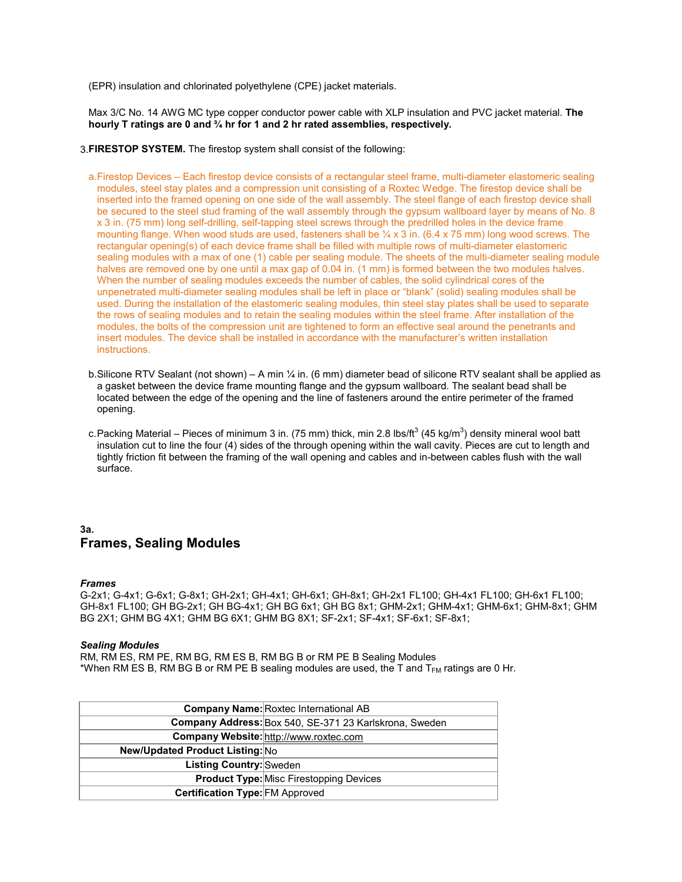(EPR) insulation and chlorinated polyethylene (CPE) jacket materials.

Max 3/C No. 14 AWG MC type copper conductor power cable with XLP insulation and PVC jacket material. **The hourly T ratings are 0 and ¾ hr for 1 and 2 hr rated assemblies, respectively.**

3. **FIRESTOP SYSTEM.** The firestop system shall consist of the following:

   a. Firestop Devices – Each firestop device consists of a rectangular steel frame, multi-diameter elastomeric sealing modules, steel stay plates and a compression unit consisting of a Roxtec Wedge. The firestop device shall be inserted into the framed opening on one side of the wall assembly. The steel flange of each firestop device shall be secured to the steel stud framing of the wall assembly through the gypsum wallboard layer by means of No. 8 x 3 in. (75 mm) long self-drilling, self-tapping steel screws through the predrilled holes in the device frame mounting flange. When wood studs are used, fasteners shall be ¼ x 3 in. (6.4 x 75 mm) long wood screws. The rectangular opening(s) of each device frame shall be filled with multiple rows of multi-diameter elastomeric sealing modules with a max of one (1) cable per sealing module. The sheets of the multi-diameter sealing module halves are removed one by one until a max gap of 0.04 in. (1 mm) is formed between the two modules halves. When the number of sealing modules exceeds the number of cables, the solid cylindrical cores of the unpenetrated multi-diameter sealing modules shall be left in place or "blank" (solid) sealing modules shall be used. During the installation of the elastomeric sealing modules, thin steel stay plates shall be used to separate the rows of sealing modules and to retain the sealing modules within the steel frame. After installation of the modules, the bolts of the compression unit are tightened to form an effective seal around the penetrants and insert modules. The device shall be installed in accordance with the manufacturer's written installation instructions.

   b. Silicone RTV Sealant (not shown) – A min ¼ in. (6 mm) diameter bead of silicone RTV sealant shall be applied as a gasket between the device frame mounting flange and the gypsum wallboard. The sealant bead shall be located between the edge of the opening and the line of fasteners around the entire perimeter of the framed opening.

   c. Packing Material – Pieces of minimum 3 in. (75 mm) thick, min 2.8 lbs/ft$^3$ (45 kg/m$^3$) density mineral wool batt insulation cut to line the four (4) sides of the through opening within the wall cavity. Pieces are cut to length and tightly friction fit between the framing of the wall opening and cables and in-between cables flush with the wall surface.

### 3a.
## Frames, Sealing Modules

***Frames***
G-2x1; G-4x1; G-6x1; G-8x1; GH-2x1; GH-4x1; GH-6x1; GH-8x1; GH-2x1 FL100; GH-4x1 FL100; GH-6x1 FL100; GH-8x1 FL100; GH BG-2x1; GH BG-4x1; GH BG 6x1; GH BG 8x1; GHM-2x1; GHM-4x1; GHM-6x1; GHM-8x1; GHM BG 2X1; GHM BG 4X1; GHM BG 6X1; GHM BG 8X1; SF-2x1; SF-4x1; SF-6x1; SF-8x1;

***Sealing Modules***
RM, RM ES, RM PE, RM BG, RM ES B, RM BG B or RM PE B Sealing Modules
*When RM ES B, RM BG B or RM PE B sealing modules are used, the T and $T_{FM}$ ratings are 0 Hr.

| | |
|---|---|
| **Company Name:** | Roxtec International AB |
| **Company Address:** | Box 540, SE-371 23 Karlskrona, Sweden |
| **Company Website:** | http://www.roxtec.com |
| **New/Updated Product Listing:** | No |
| **Listing Country:** | Sweden |
| **Product Type:** | Misc Firestopping Devices |
| **Certification Type:** | FM Approved |